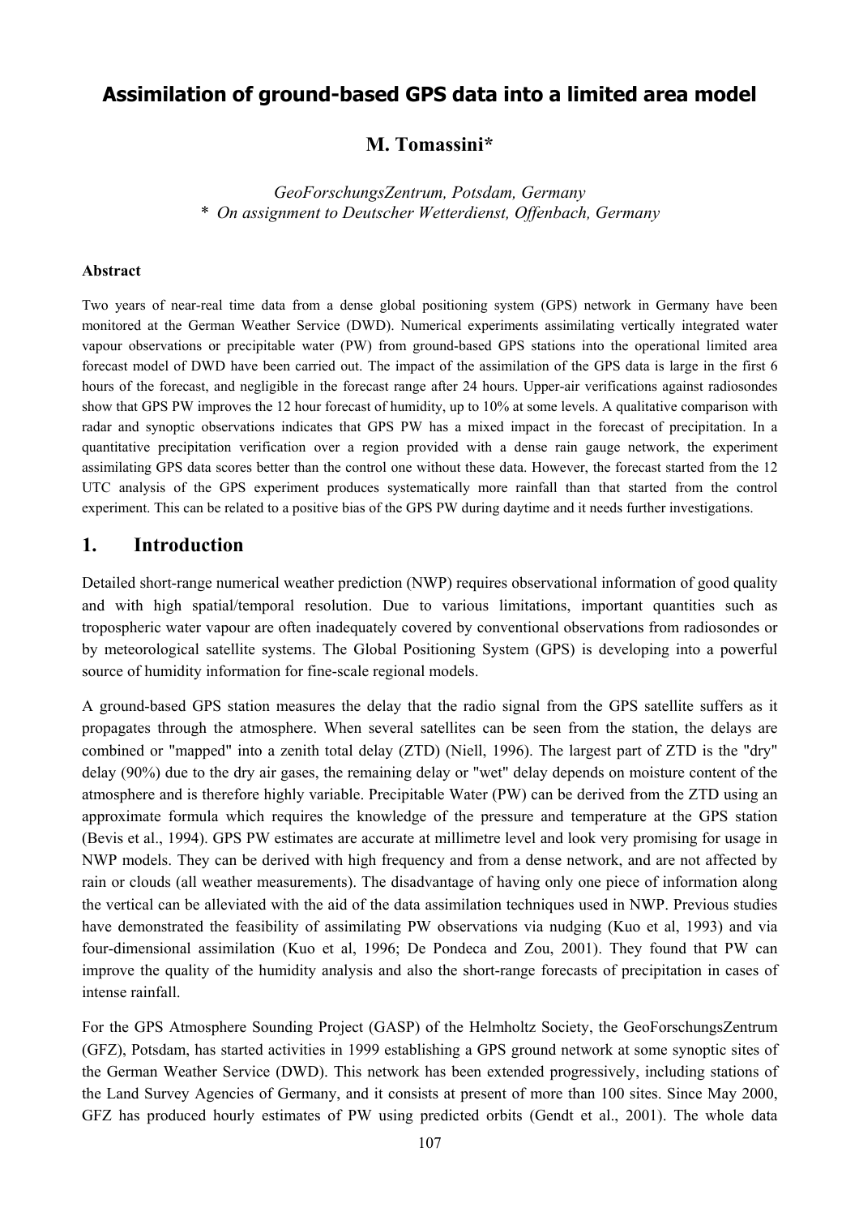# Assimilation of ground-based GPS data into a limited area model

**M. Tomassini***

*GeoForschungsZentrum, Potsdam, Germany*
*\* On assignment to Deutscher Wetterdienst, Offenbach, Germany*

#### Abstract

Two years of near-real time data from a dense global positioning system (GPS) network in Germany have been monitored at the German Weather Service (DWD). Numerical experiments assimilating vertically integrated water vapour observations or precipitable water (PW) from ground-based GPS stations into the operational limited area forecast model of DWD have been carried out. The impact of the assimilation of the GPS data is large in the first 6 hours of the forecast, and negligible in the forecast range after 24 hours. Upper-air verifications against radiosondes show that GPS PW improves the 12 hour forecast of humidity, up to 10% at some levels. A qualitative comparison with radar and synoptic observations indicates that GPS PW has a mixed impact in the forecast of precipitation. In a quantitative precipitation verification over a region provided with a dense rain gauge network, the experiment assimilating GPS data scores better than the control one without these data. However, the forecast started from the 12 UTC analysis of the GPS experiment produces systematically more rainfall than that started from the control experiment. This can be related to a positive bias of the GPS PW during daytime and it needs further investigations.

## 1. Introduction

Detailed short-range numerical weather prediction (NWP) requires observational information of good quality and with high spatial/temporal resolution. Due to various limitations, important quantities such as tropospheric water vapour are often inadequately covered by conventional observations from radiosondes or by meteorological satellite systems. The Global Positioning System (GPS) is developing into a powerful source of humidity information for fine-scale regional models.

A ground-based GPS station measures the delay that the radio signal from the GPS satellite suffers as it propagates through the atmosphere. When several satellites can be seen from the station, the delays are combined or "mapped" into a zenith total delay (ZTD) (Niell, 1996). The largest part of ZTD is the "dry" delay (90%) due to the dry air gases, the remaining delay or "wet" delay depends on moisture content of the atmosphere and is therefore highly variable. Precipitable Water (PW) can be derived from the ZTD using an approximate formula which requires the knowledge of the pressure and temperature at the GPS station (Bevis et al., 1994). GPS PW estimates are accurate at millimetre level and look very promising for usage in NWP models. They can be derived with high frequency and from a dense network, and are not affected by rain or clouds (all weather measurements). The disadvantage of having only one piece of information along the vertical can be alleviated with the aid of the data assimilation techniques used in NWP. Previous studies have demonstrated the feasibility of assimilating PW observations via nudging (Kuo et al, 1993) and via four-dimensional assimilation (Kuo et al, 1996; De Pondeca and Zou, 2001). They found that PW can improve the quality of the humidity analysis and also the short-range forecasts of precipitation in cases of intense rainfall.

For the GPS Atmosphere Sounding Project (GASP) of the Helmholtz Society, the GeoForschungsZentrum (GFZ), Potsdam, has started activities in 1999 establishing a GPS ground network at some synoptic sites of the German Weather Service (DWD). This network has been extended progressively, including stations of the Land Survey Agencies of Germany, and it consists at present of more than 100 sites. Since May 2000, GFZ has produced hourly estimates of PW using predicted orbits (Gendt et al., 2001). The whole data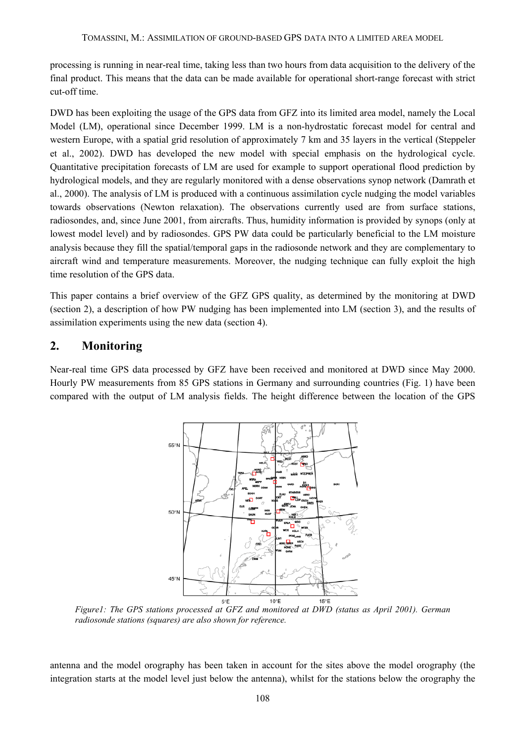processing is running in near-real time, taking less than two hours from data acquisition to the delivery of the final product. This means that the data can be made available for operational short-range forecast with strict cut-off time.

DWD has been exploiting the usage of the GPS data from GFZ into its limited area model, namely the Local Model (LM), operational since December 1999. LM is a non-hydrostatic forecast model for central and western Europe, with a spatial grid resolution of approximately 7 km and 35 layers in the vertical (Steppeler et al., 2002). DWD has developed the new model with special emphasis on the hydrological cycle. Quantitative precipitation forecasts of LM are used for example to support operational flood prediction by hydrological models, and they are regularly monitored with a dense observations synop network (Damrath et al., 2000). The analysis of LM is produced with a continuous assimilation cycle nudging the model variables towards observations (Newton relaxation). The observations currently used are from surface stations, radiosondes, and, since June 2001, from aircrafts. Thus, humidity information is provided by synops (only at lowest model level) and by radiosondes. GPS PW data could be particularly beneficial to the LM moisture analysis because they fill the spatial/temporal gaps in the radiosonde network and they are complementary to aircraft wind and temperature measurements. Moreover, the nudging technique can fully exploit the high time resolution of the GPS data.

This paper contains a brief overview of the GFZ GPS quality, as determined by the monitoring at DWD (section 2), a description of how PW nudging has been implemented into LM (section 3), and the results of assimilation experiments using the new data (section 4).

## 2. Monitoring

Near-real time GPS data processed by GFZ have been received and monitored at DWD since May 2000. Hourly PW measurements from 85 GPS stations in Germany and surrounding countries (Fig. 1) have been compared with the output of LM analysis fields. The height difference between the location of the GPS

*Figure1: The GPS stations processed at GFZ and monitored at DWD (status as April 2001). German radiosonde stations (squares) are also shown for reference.*

antenna and the model orography has been taken in account for the sites above the model orography (the integration starts at the model level just below the antenna), whilst for the stations below the orography the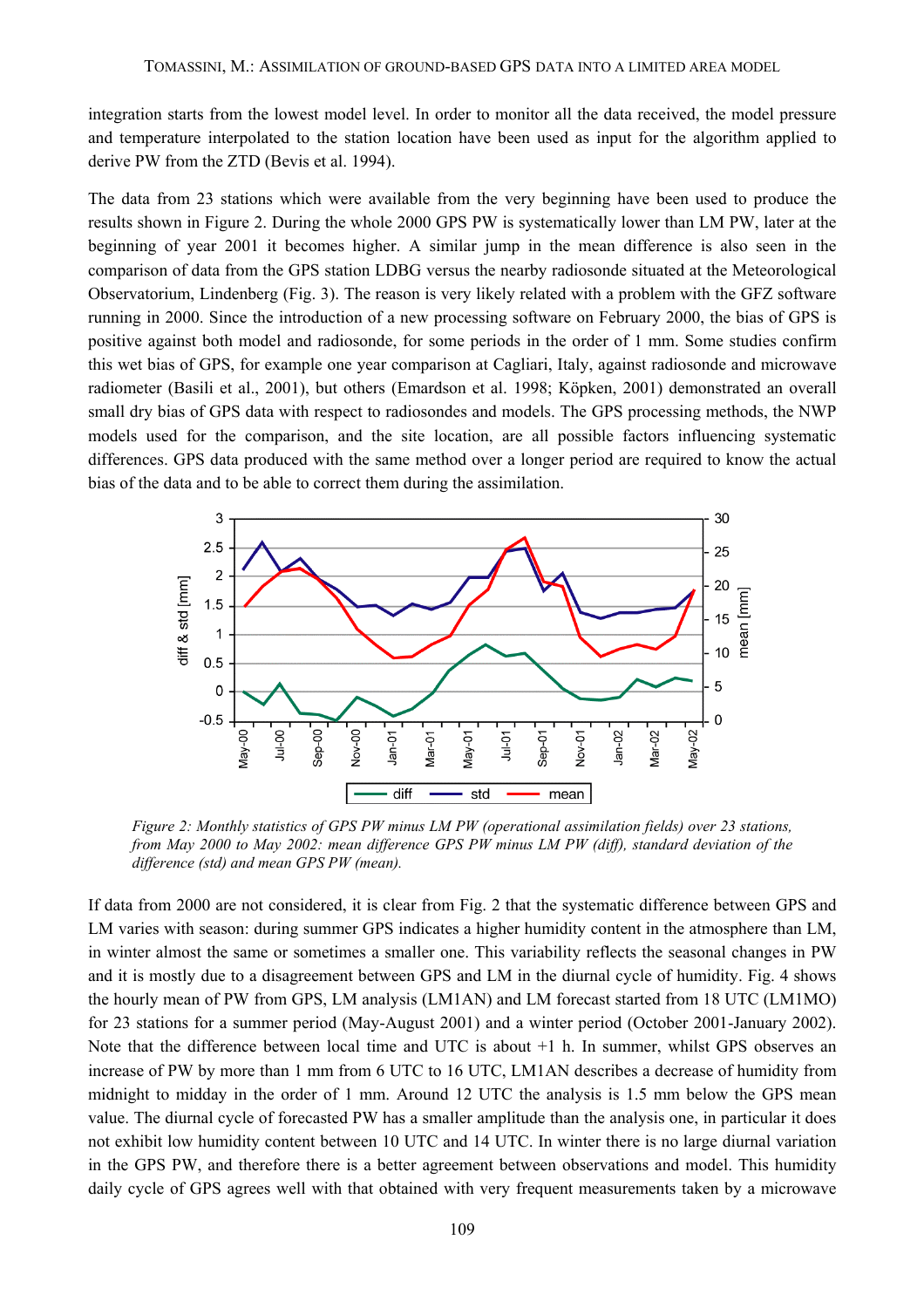integration starts from the lowest model level. In order to monitor all the data received, the model pressure and temperature interpolated to the station location have been used as input for the algorithm applied to derive PW from the ZTD (Bevis et al. 1994).

The data from 23 stations which were available from the very beginning have been used to produce the results shown in Figure 2. During the whole 2000 GPS PW is systematically lower than LM PW, later at the beginning of year 2001 it becomes higher. A similar jump in the mean difference is also seen in the comparison of data from the GPS station LDBG versus the nearby radiosonde situated at the Meteorological Observatorium, Lindenberg (Fig. 3). The reason is very likely related with a problem with the GFZ software running in 2000. Since the introduction of a new processing software on February 2000, the bias of GPS is positive against both model and radiosonde, for some periods in the order of 1 mm. Some studies confirm this wet bias of GPS, for example one year comparison at Cagliari, Italy, against radiosonde and microwave radiometer (Basili et al., 2001), but others (Emardson et al. 1998; Köpken, 2001) demonstrated an overall small dry bias of GPS data with respect to radiosondes and models. The GPS processing methods, the NWP models used for the comparison, and the site location, are all possible factors influencing systematic differences. GPS data produced with the same method over a longer period are required to know the actual bias of the data and to be able to correct them during the assimilation.

*Figure 2: Monthly statistics of GPS PW minus LM PW (operational assimilation fields) over 23 stations, from May 2000 to May 2002: mean difference GPS PW minus LM PW (diff), standard deviation of the difference (std) and mean GPS PW (mean).*

If data from 2000 are not considered, it is clear from Fig. 2 that the systematic difference between GPS and LM varies with season: during summer GPS indicates a higher humidity content in the atmosphere than LM, in winter almost the same or sometimes a smaller one. This variability reflects the seasonal changes in PW and it is mostly due to a disagreement between GPS and LM in the diurnal cycle of humidity. Fig. 4 shows the hourly mean of PW from GPS, LM analysis (LM1AN) and LM forecast started from 18 UTC (LM1MO) for 23 stations for a summer period (May-August 2001) and a winter period (October 2001-January 2002). Note that the difference between local time and UTC is about +1 h. In summer, whilst GPS observes an increase of PW by more than 1 mm from 6 UTC to 16 UTC, LM1AN describes a decrease of humidity from midnight to midday in the order of 1 mm. Around 12 UTC the analysis is 1.5 mm below the GPS mean value. The diurnal cycle of forecasted PW has a smaller amplitude than the analysis one, in particular it does not exhibit low humidity content between 10 UTC and 14 UTC. In winter there is no large diurnal variation in the GPS PW, and therefore there is a better agreement between observations and model. This humidity daily cycle of GPS agrees well with that obtained with very frequent measurements taken by a microwave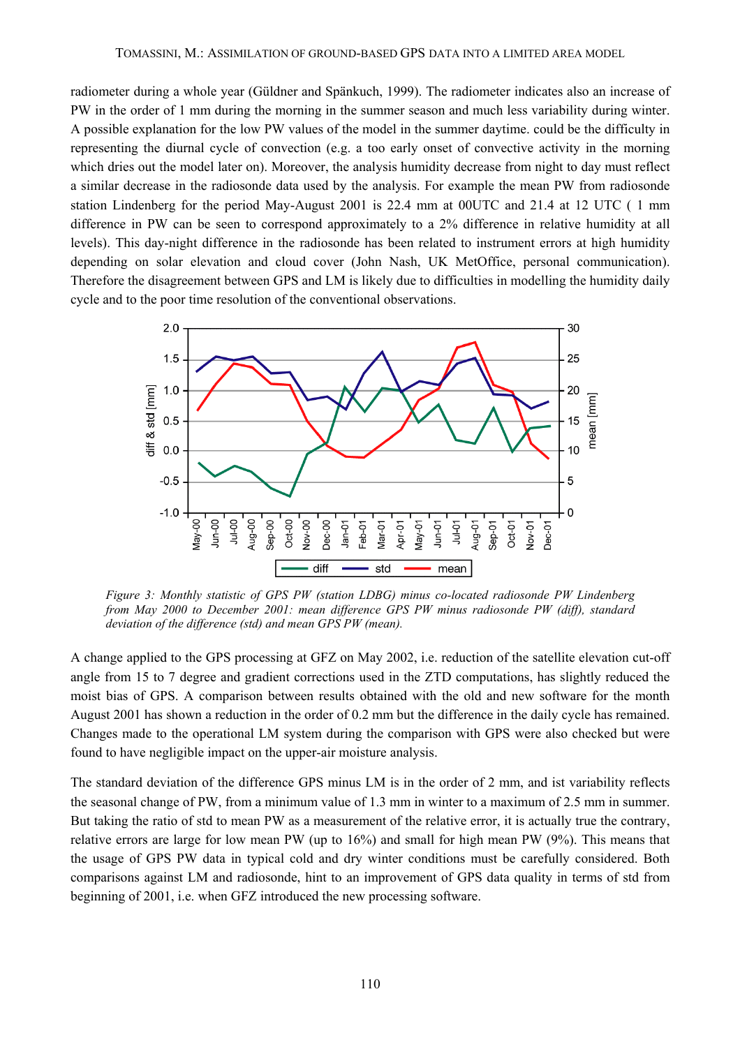radiometer during a whole year (Güldner and Spänkuch, 1999). The radiometer indicates also an increase of PW in the order of 1 mm during the morning in the summer season and much less variability during winter. A possible explanation for the low PW values of the model in the summer daytime. could be the difficulty in representing the diurnal cycle of convection (e.g. a too early onset of convective activity in the morning which dries out the model later on). Moreover, the analysis humidity decrease from night to day must reflect a similar decrease in the radiosonde data used by the analysis. For example the mean PW from radiosonde station Lindenberg for the period May-August 2001 is 22.4 mm at 00UTC and 21.4 at 12 UTC ( 1 mm difference in PW can be seen to correspond approximately to a 2% difference in relative humidity at all levels). This day-night difference in the radiosonde has been related to instrument errors at high humidity depending on solar elevation and cloud cover (John Nash, UK MetOffice, personal communication). Therefore the disagreement between GPS and LM is likely due to difficulties in modelling the humidity daily cycle and to the poor time resolution of the conventional observations.

*Figure 3: Monthly statistic of GPS PW (station LDBG) minus co-located radiosonde PW Lindenberg from May 2000 to December 2001: mean difference GPS PW minus radiosonde PW (diff), standard deviation of the difference (std) and mean GPS PW (mean).*

A change applied to the GPS processing at GFZ on May 2002, i.e. reduction of the satellite elevation cut-off angle from 15 to 7 degree and gradient corrections used in the ZTD computations, has slightly reduced the moist bias of GPS. A comparison between results obtained with the old and new software for the month August 2001 has shown a reduction in the order of 0.2 mm but the difference in the daily cycle has remained. Changes made to the operational LM system during the comparison with GPS were also checked but were found to have negligible impact on the upper-air moisture analysis.

The standard deviation of the difference GPS minus LM is in the order of 2 mm, and ist variability reflects the seasonal change of PW, from a minimum value of 1.3 mm in winter to a maximum of 2.5 mm in summer. But taking the ratio of std to mean PW as a measurement of the relative error, it is actually true the contrary, relative errors are large for low mean PW (up to 16%) and small for high mean PW (9%). This means that the usage of GPS PW data in typical cold and dry winter conditions must be carefully considered. Both comparisons against LM and radiosonde, hint to an improvement of GPS data quality in terms of std from beginning of 2001, i.e. when GFZ introduced the new processing software.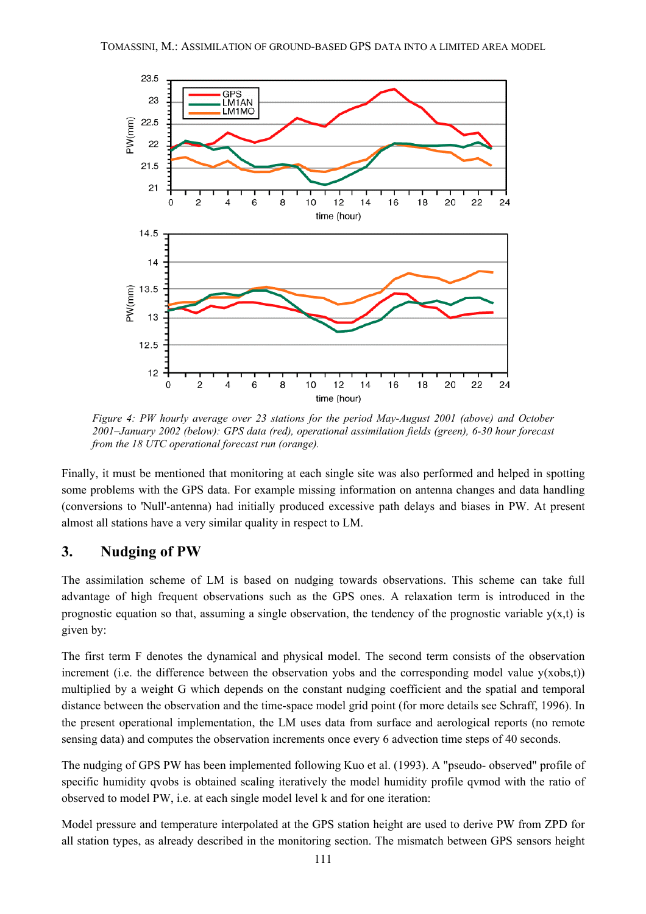*Figure 4: PW hourly average over 23 stations for the period May-August 2001 (above) and October 2001–January 2002 (below): GPS data (red), operational assimilation fields (green), 6-30 hour forecast from the 18 UTC operational forecast run (orange).*

Finally, it must be mentioned that monitoring at each single site was also performed and helped in spotting some problems with the GPS data. For example missing information on antenna changes and data handling (conversions to 'Null'-antenna) had initially produced excessive path delays and biases in PW. At present almost all stations have a very similar quality in respect to LM.

## 3. Nudging of PW

The assimilation scheme of LM is based on nudging towards observations. This scheme can take full advantage of high frequent observations such as the GPS ones. A relaxation term is introduced in the prognostic equation so that, assuming a single observation, the tendency of the prognostic variable y(x,t) is given by:

The first term F denotes the dynamical and physical model. The second term consists of the observation increment (i.e. the difference between the observation yobs and the corresponding model value y(xobs,t)) multiplied by a weight G which depends on the constant nudging coefficient and the spatial and temporal distance between the observation and the time-space model grid point (for more details see Schraff, 1996). In the present operational implementation, the LM uses data from surface and aerological reports (no remote sensing data) and computes the observation increments once every 6 advection time steps of 40 seconds.

The nudging of GPS PW has been implemented following Kuo et al. (1993). A "pseudo- observed" profile of specific humidity qvobs is obtained scaling iteratively the model humidity profile qvmod with the ratio of observed to model PW, i.e. at each single model level k and for one iteration:

Model pressure and temperature interpolated at the GPS station height are used to derive PW from ZPD for all station types, as already described in the monitoring section. The mismatch between GPS sensors height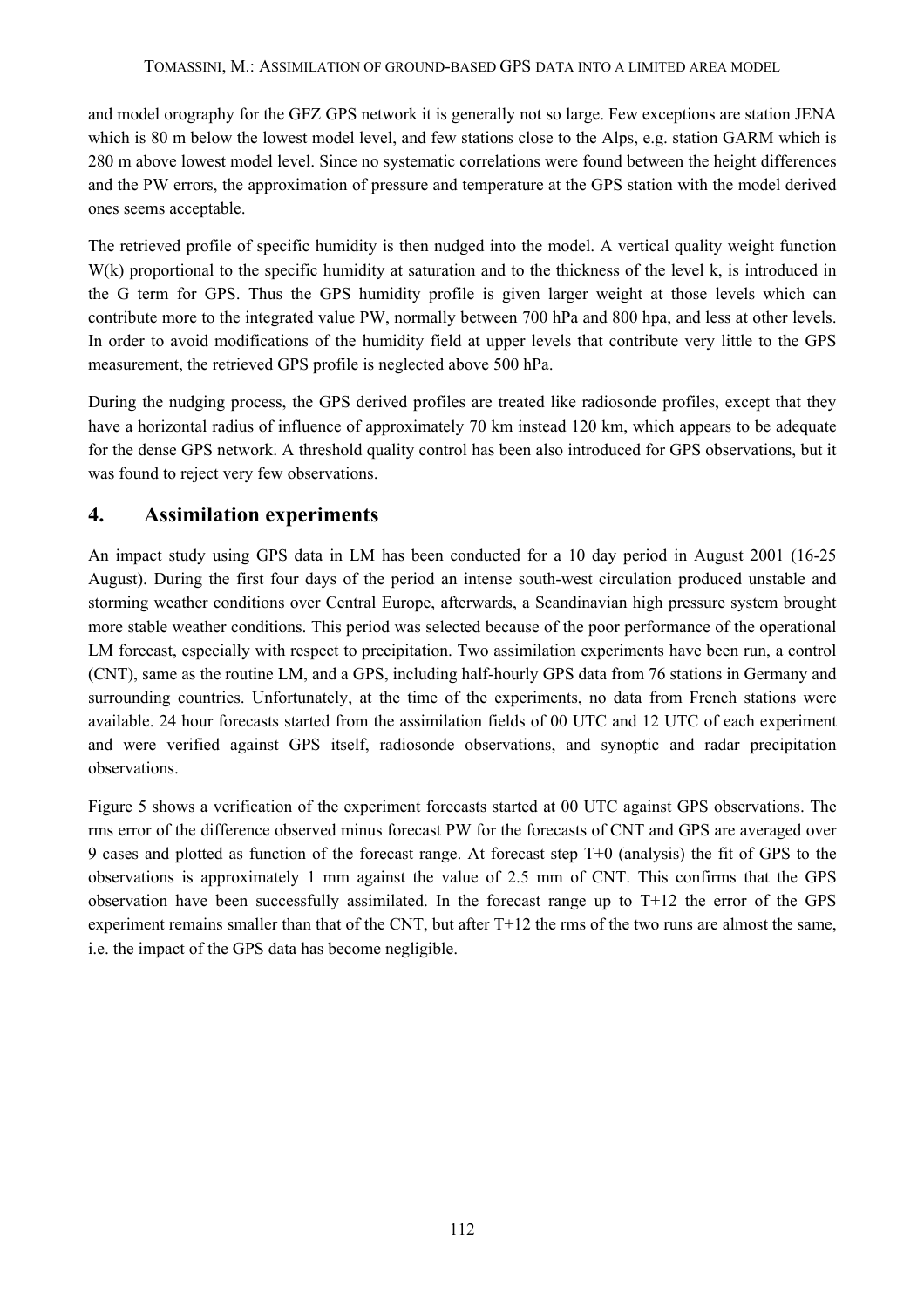and model orography for the GFZ GPS network it is generally not so large. Few exceptions are station JENA which is 80 m below the lowest model level, and few stations close to the Alps, e.g. station GARM which is 280 m above lowest model level. Since no systematic correlations were found between the height differences and the PW errors, the approximation of pressure and temperature at the GPS station with the model derived ones seems acceptable.

The retrieved profile of specific humidity is then nudged into the model. A vertical quality weight function W(k) proportional to the specific humidity at saturation and to the thickness of the level k, is introduced in the G term for GPS. Thus the GPS humidity profile is given larger weight at those levels which can contribute more to the integrated value PW, normally between 700 hPa and 800 hpa, and less at other levels. In order to avoid modifications of the humidity field at upper levels that contribute very little to the GPS measurement, the retrieved GPS profile is neglected above 500 hPa.

During the nudging process, the GPS derived profiles are treated like radiosonde profiles, except that they have a horizontal radius of influence of approximately 70 km instead 120 km, which appears to be adequate for the dense GPS network. A threshold quality control has been also introduced for GPS observations, but it was found to reject very few observations.

## 4. Assimilation experiments

An impact study using GPS data in LM has been conducted for a 10 day period in August 2001 (16-25 August). During the first four days of the period an intense south-west circulation produced unstable and storming weather conditions over Central Europe, afterwards, a Scandinavian high pressure system brought more stable weather conditions. This period was selected because of the poor performance of the operational LM forecast, especially with respect to precipitation. Two assimilation experiments have been run, a control (CNT), same as the routine LM, and a GPS, including half-hourly GPS data from 76 stations in Germany and surrounding countries. Unfortunately, at the time of the experiments, no data from French stations were available. 24 hour forecasts started from the assimilation fields of 00 UTC and 12 UTC of each experiment and were verified against GPS itself, radiosonde observations, and synoptic and radar precipitation observations.

Figure 5 shows a verification of the experiment forecasts started at 00 UTC against GPS observations. The rms error of the difference observed minus forecast PW for the forecasts of CNT and GPS are averaged over 9 cases and plotted as function of the forecast range. At forecast step T+0 (analysis) the fit of GPS to the observations is approximately 1 mm against the value of 2.5 mm of CNT. This confirms that the GPS observation have been successfully assimilated. In the forecast range up to T+12 the error of the GPS experiment remains smaller than that of the CNT, but after T+12 the rms of the two runs are almost the same, i.e. the impact of the GPS data has become negligible.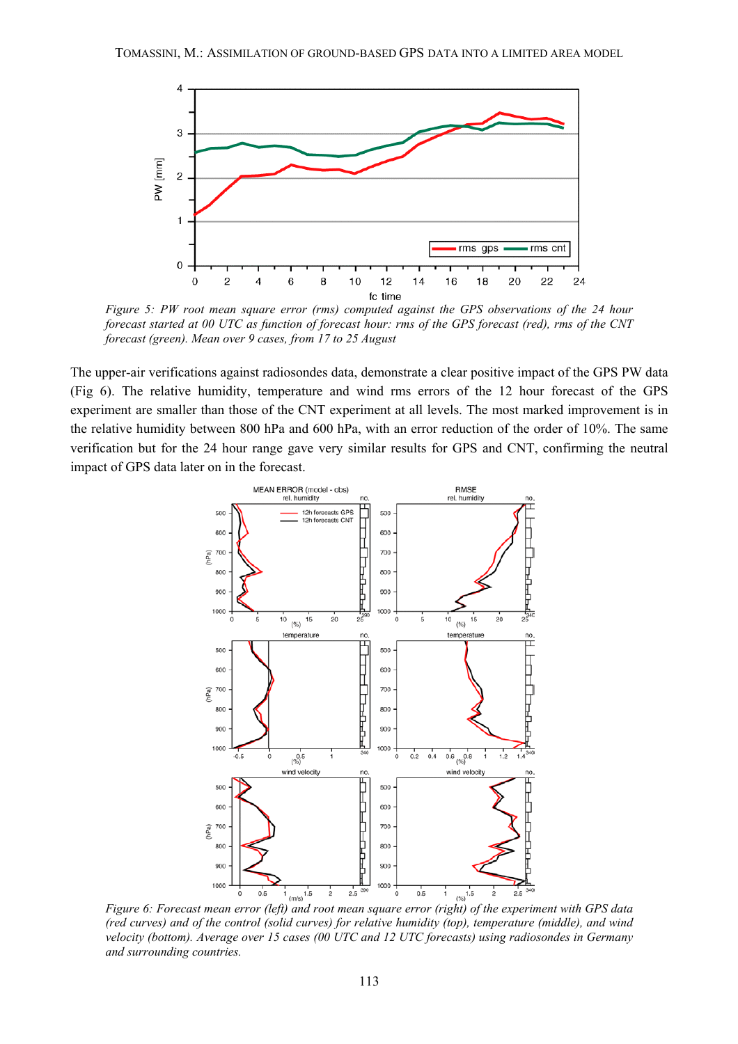*Figure 5: PW root mean square error (rms) computed against the GPS observations of the 24 hour forecast started at 00 UTC as function of forecast hour: rms of the GPS forecast (red), rms of the CNT forecast (green). Mean over 9 cases, from 17 to 25 August*

The upper-air verifications against radiosondes data, demonstrate a clear positive impact of the GPS PW data (Fig 6). The relative humidity, temperature and wind rms errors of the 12 hour forecast of the GPS experiment are smaller than those of the CNT experiment at all levels. The most marked improvement is in the relative humidity between 800 hPa and 600 hPa, with an error reduction of the order of 10%. The same verification but for the 24 hour range gave very similar results for GPS and CNT, confirming the neutral impact of GPS data later on in the forecast.

*Figure 6: Forecast mean error (left) and root mean square error (right) of the experiment with GPS data (red curves) and of the control (solid curves) for relative humidity (top), temperature (middle), and wind velocity (bottom). Average over 15 cases (00 UTC and 12 UTC forecasts) using radiosondes in Germany and surrounding countries.*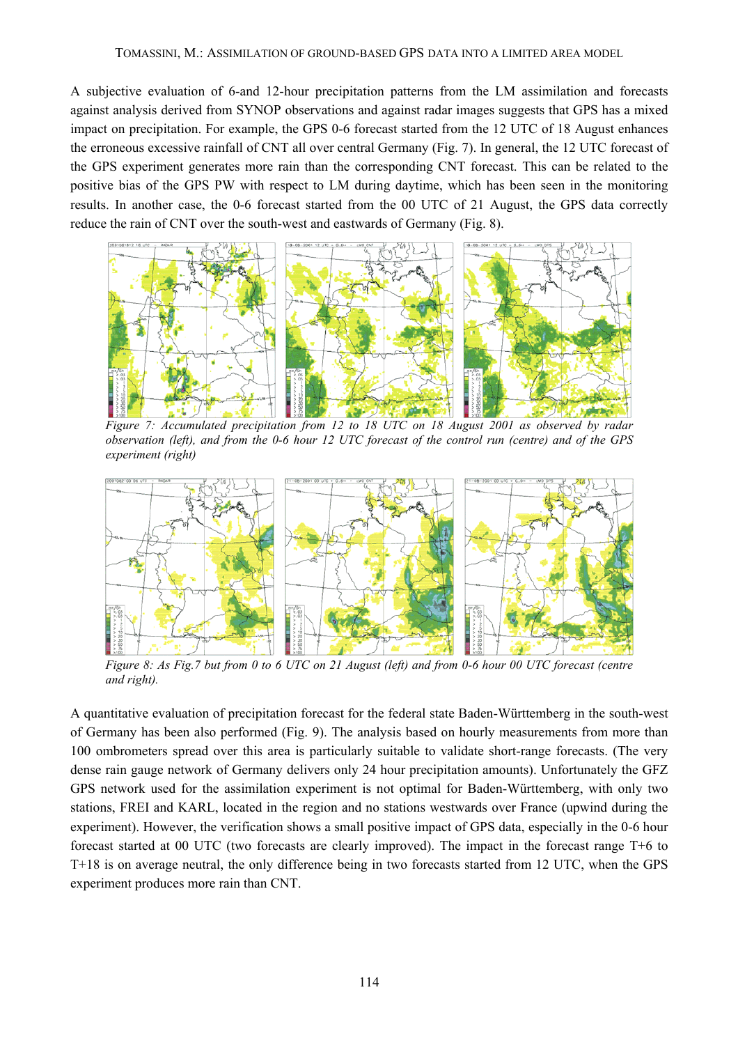A subjective evaluation of 6-and 12-hour precipitation patterns from the LM assimilation and forecasts against analysis derived from SYNOP observations and against radar images suggests that GPS has a mixed impact on precipitation. For example, the GPS 0-6 forecast started from the 12 UTC of 18 August enhances the erroneous excessive rainfall of CNT all over central Germany (Fig. 7). In general, the 12 UTC forecast of the GPS experiment generates more rain than the corresponding CNT forecast. This can be related to the positive bias of the GPS PW with respect to LM during daytime, which has been seen in the monitoring results. In another case, the 0-6 forecast started from the 00 UTC of 21 August, the GPS data correctly reduce the rain of CNT over the south-west and eastwards of Germany (Fig. 8).

*Figure 7: Accumulated precipitation from 12 to 18 UTC on 18 August 2001 as observed by radar observation (left), and from the 0-6 hour 12 UTC forecast of the control run (centre) and of the GPS experiment (right)*

*Figure 8: As Fig.7 but from 0 to 6 UTC on 21 August (left) and from 0-6 hour 00 UTC forecast (centre and right).*

A quantitative evaluation of precipitation forecast for the federal state Baden-Württemberg in the south-west of Germany has been also performed (Fig. 9). The analysis based on hourly measurements from more than 100 ombrometers spread over this area is particularly suitable to validate short-range forecasts. (The very dense rain gauge network of Germany delivers only 24 hour precipitation amounts). Unfortunately the GFZ GPS network used for the assimilation experiment is not optimal for Baden-Württemberg, with only two stations, FREI and KARL, located in the region and no stations westwards over France (upwind during the experiment). However, the verification shows a small positive impact of GPS data, especially in the 0-6 hour forecast started at 00 UTC (two forecasts are clearly improved). The impact in the forecast range T+6 to T+18 is on average neutral, the only difference being in two forecasts started from 12 UTC, when the GPS experiment produces more rain than CNT.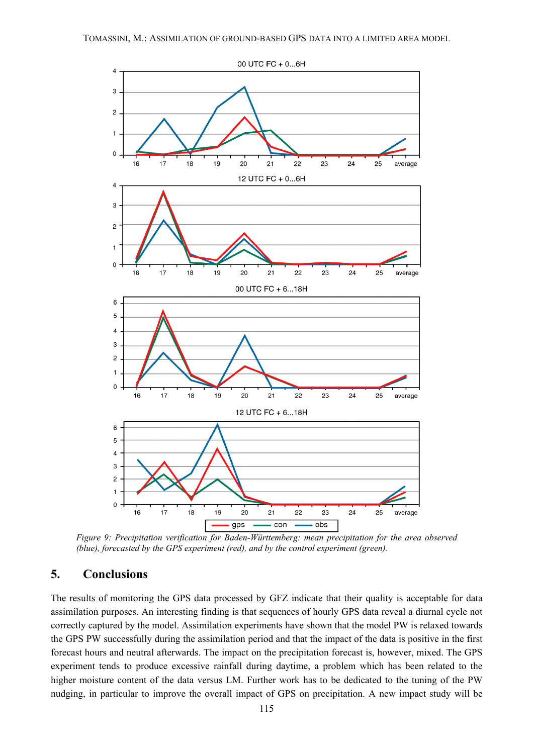*Figure 9: Precipitation verification for Baden-Württemberg: mean precipitation for the area observed (blue), forecasted by the GPS experiment (red), and by the control experiment (green).*

## 5. Conclusions

The results of monitoring the GPS data processed by GFZ indicate that their quality is acceptable for data assimilation purposes. An interesting finding is that sequences of hourly GPS data reveal a diurnal cycle not correctly captured by the model. Assimilation experiments have shown that the model PW is relaxed towards the GPS PW successfully during the assimilation period and that the impact of the data is positive in the first forecast hours and neutral afterwards. The impact on the precipitation forecast is, however, mixed. The GPS experiment tends to produce excessive rainfall during daytime, a problem which has been related to the higher moisture content of the data versus LM. Further work has to be dedicated to the tuning of the PW nudging, in particular to improve the overall impact of GPS on precipitation. A new impact study will be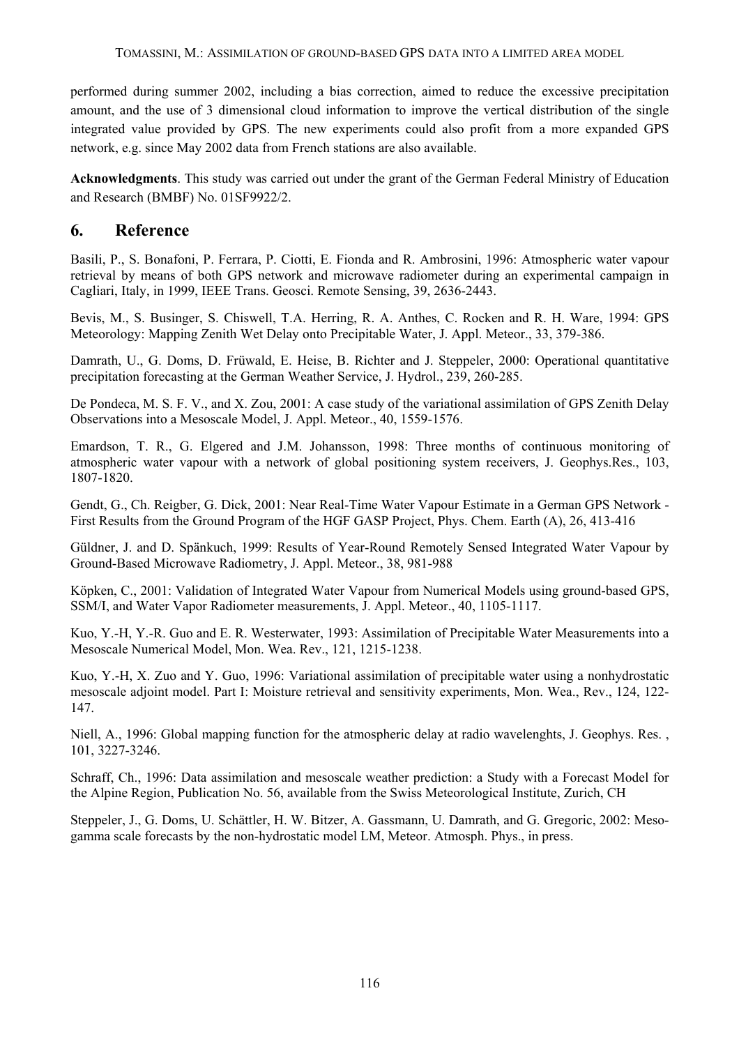performed during summer 2002, including a bias correction, aimed to reduce the excessive precipitation amount, and the use of 3 dimensional cloud information to improve the vertical distribution of the single integrated value provided by GPS. The new experiments could also profit from a more expanded GPS network, e.g. since May 2002 data from French stations are also available.

**Acknowledgments**. This study was carried out under the grant of the German Federal Ministry of Education and Research (BMBF) No. 01SF9922/2.

## 6. Reference

Basili, P., S. Bonafoni, P. Ferrara, P. Ciotti, E. Fionda and R. Ambrosini, 1996: Atmospheric water vapour retrieval by means of both GPS network and microwave radiometer during an experimental campaign in Cagliari, Italy, in 1999, IEEE Trans. Geosci. Remote Sensing, 39, 2636-2443.

Bevis, M., S. Businger, S. Chiswell, T.A. Herring, R. A. Anthes, C. Rocken and R. H. Ware, 1994: GPS Meteorology: Mapping Zenith Wet Delay onto Precipitable Water, J. Appl. Meteor., 33, 379-386.

Damrath, U., G. Doms, D. Früwald, E. Heise, B. Richter and J. Steppeler, 2000: Operational quantitative precipitation forecasting at the German Weather Service, J. Hydrol., 239, 260-285.

De Pondeca, M. S. F. V., and X. Zou, 2001: A case study of the variational assimilation of GPS Zenith Delay Observations into a Mesoscale Model, J. Appl. Meteor., 40, 1559-1576.

Emardson, T. R., G. Elgered and J.M. Johansson, 1998: Three months of continuous monitoring of atmospheric water vapour with a network of global positioning system receivers, J. Geophys.Res., 103, 1807-1820.

Gendt, G., Ch. Reigber, G. Dick, 2001: Near Real-Time Water Vapour Estimate in a German GPS Network - First Results from the Ground Program of the HGF GASP Project, Phys. Chem. Earth (A), 26, 413-416

Güldner, J. and D. Spänkuch, 1999: Results of Year-Round Remotely Sensed Integrated Water Vapour by Ground-Based Microwave Radiometry, J. Appl. Meteor., 38, 981-988

Köpken, C., 2001: Validation of Integrated Water Vapour from Numerical Models using ground-based GPS, SSM/I, and Water Vapor Radiometer measurements, J. Appl. Meteor., 40, 1105-1117.

Kuo, Y.-H, Y.-R. Guo and E. R. Westerwater, 1993: Assimilation of Precipitable Water Measurements into a Mesoscale Numerical Model, Mon. Wea. Rev., 121, 1215-1238.

Kuo, Y.-H, X. Zuo and Y. Guo, 1996: Variational assimilation of precipitable water using a nonhydrostatic mesoscale adjoint model. Part I: Moisture retrieval and sensitivity experiments, Mon. Wea., Rev., 124, 122-147.

Niell, A., 1996: Global mapping function for the atmospheric delay at radio wavelenghts, J. Geophys. Res. , 101, 3227-3246.

Schraff, Ch., 1996: Data assimilation and mesoscale weather prediction: a Study with a Forecast Model for the Alpine Region, Publication No. 56, available from the Swiss Meteorological Institute, Zurich, CH

Steppeler, J., G. Doms, U. Schättler, H. W. Bitzer, A. Gassmann, U. Damrath, and G. Gregoric, 2002: Meso-gamma scale forecasts by the non-hydrostatic model LM, Meteor. Atmosph. Phys., in press.